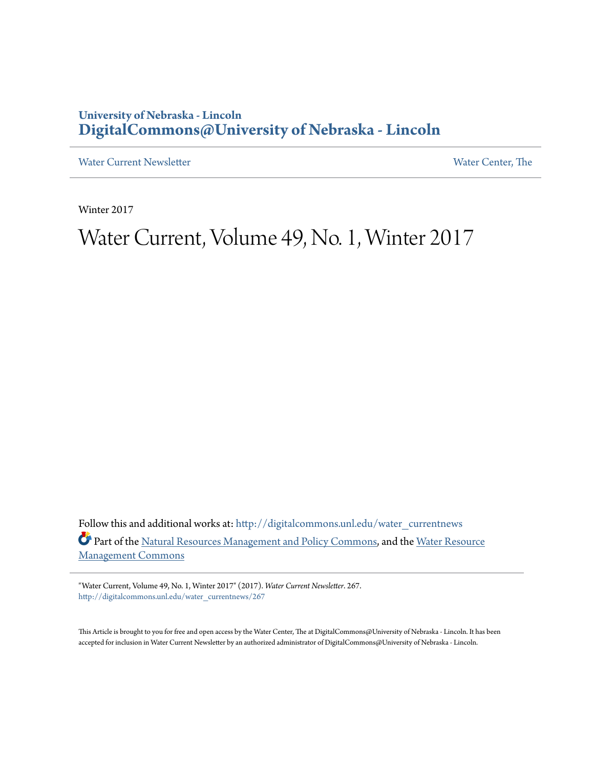University of Nebraska - Lincoln
# DigitalCommons@University of Nebraska - Lincoln

Water Current Newsletter | Water Center, The

Winter 2017

# Water Current, Volume 49, No. 1, Winter 2017

Follow this and additional works at: http://digitalcommons.unl.edu/water_currentnews

Part of the Natural Resources Management and Policy Commons, and the Water Resource Management Commons

"Water Current, Volume 49, No. 1, Winter 2017" (2017). *Water Current Newsletter*. 267.
http://digitalcommons.unl.edu/water_currentnews/267

This Article is brought to you for free and open access by the Water Center, The at DigitalCommons@University of Nebraska - Lincoln. It has been accepted for inclusion in Water Current Newsletter by an authorized administrator of DigitalCommons@University of Nebraska - Lincoln.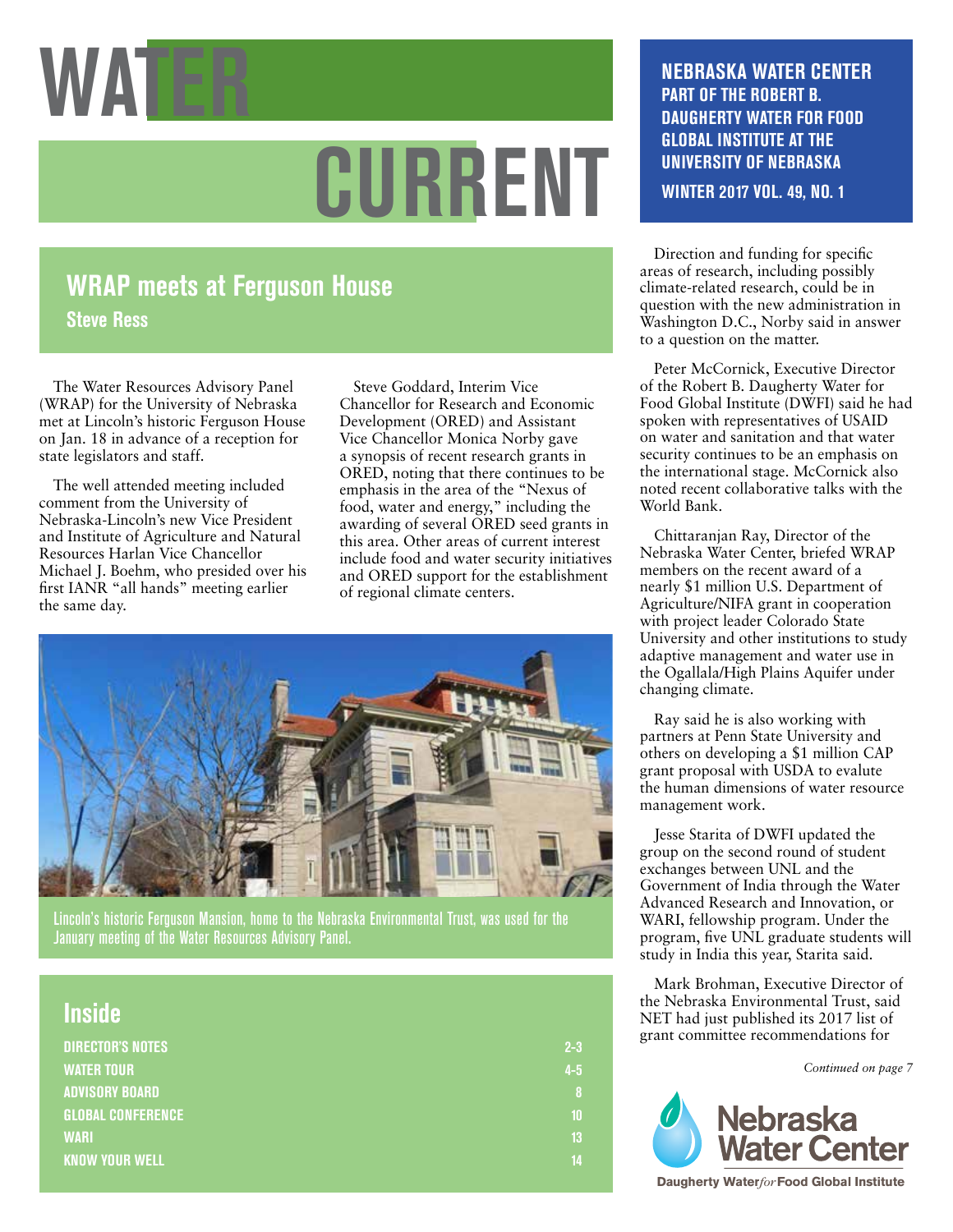# WATER CURRENT

**NEBRASKA WATER CENTER**
**PART OF THE ROBERT B. DAUGHERTY WATER FOR FOOD GLOBAL INSTITUTE AT THE UNIVERSITY OF NEBRASKA**
**WINTER 2017 VOL. 49, NO. 1**

## WRAP meets at Ferguson House

**Steve Ress**

The Water Resources Advisory Panel (WRAP) for the University of Nebraska met at Lincoln's historic Ferguson House on Jan. 18 in advance of a reception for state legislators and staff.

The well attended meeting included comment from the University of Nebraska-Lincoln's new Vice President and Institute of Agriculture and Natural Resources Harlan Vice Chancellor Michael J. Boehm, who presided over his first IANR "all hands" meeting earlier the same day.

Steve Goddard, Interim Vice Chancellor for Research and Economic Development (ORED) and Assistant Vice Chancellor Monica Norby gave a synopsis of recent research grants in ORED, noting that there continues to be emphasis in the area of the "Nexus of food, water and energy," including the awarding of several ORED seed grants in this area. Other areas of current interest include food and water security initiatives and ORED support for the establishment of regional climate centers.

Lincoln's historic Ferguson Mansion, home to the Nebraska Environmental Trust, was used for the January meeting of the Water Resources Advisory Panel.

Direction and funding for specific areas of research, including possibly climate-related research, could be in question with the new administration in Washington D.C., Norby said in answer to a question on the matter.

Peter McCornick, Executive Director of the Robert B. Daugherty Water for Food Global Institute (DWFI) said he had spoken with representatives of USAID on water and sanitation and that water security continues to be an emphasis on the international stage. McCornick also noted recent collaborative talks with the World Bank.

Chittaranjan Ray, Director of the Nebraska Water Center, briefed WRAP members on the recent award of a nearly $1 million U.S. Department of Agriculture/NIFA grant in cooperation with project leader Colorado State University and other institutions to study adaptive management and water use in the Ogallala/High Plains Aquifer under changing climate.

Ray said he is also working with partners at Penn State University and others on developing a $1 million CAP grant proposal with USDA to evalute the human dimensions of water resource management work.

Jesse Starita of DWFI updated the group on the second round of student exchanges between UNL and the Government of India through the Water Advanced Research and Innovation, or WARI, fellowship program. Under the program, five UNL graduate students will study in India this year, Starita said.

Mark Brohman, Executive Director of the Nebraska Environmental Trust, said NET had just published its 2017 list of grant committee recommendations for

*Continued on page 7*

## Inside

| | |
|---|---|
| DIRECTOR'S NOTES | 2-3 |
| WATER TOUR | 4-5 |
| ADVISORY BOARD | 8 |
| GLOBAL CONFERENCE | 10 |
| WARI | 13 |
| KNOW YOUR WELL | 14 |

Nebraska Water Center
Daugherty Water *for* Food Global Institute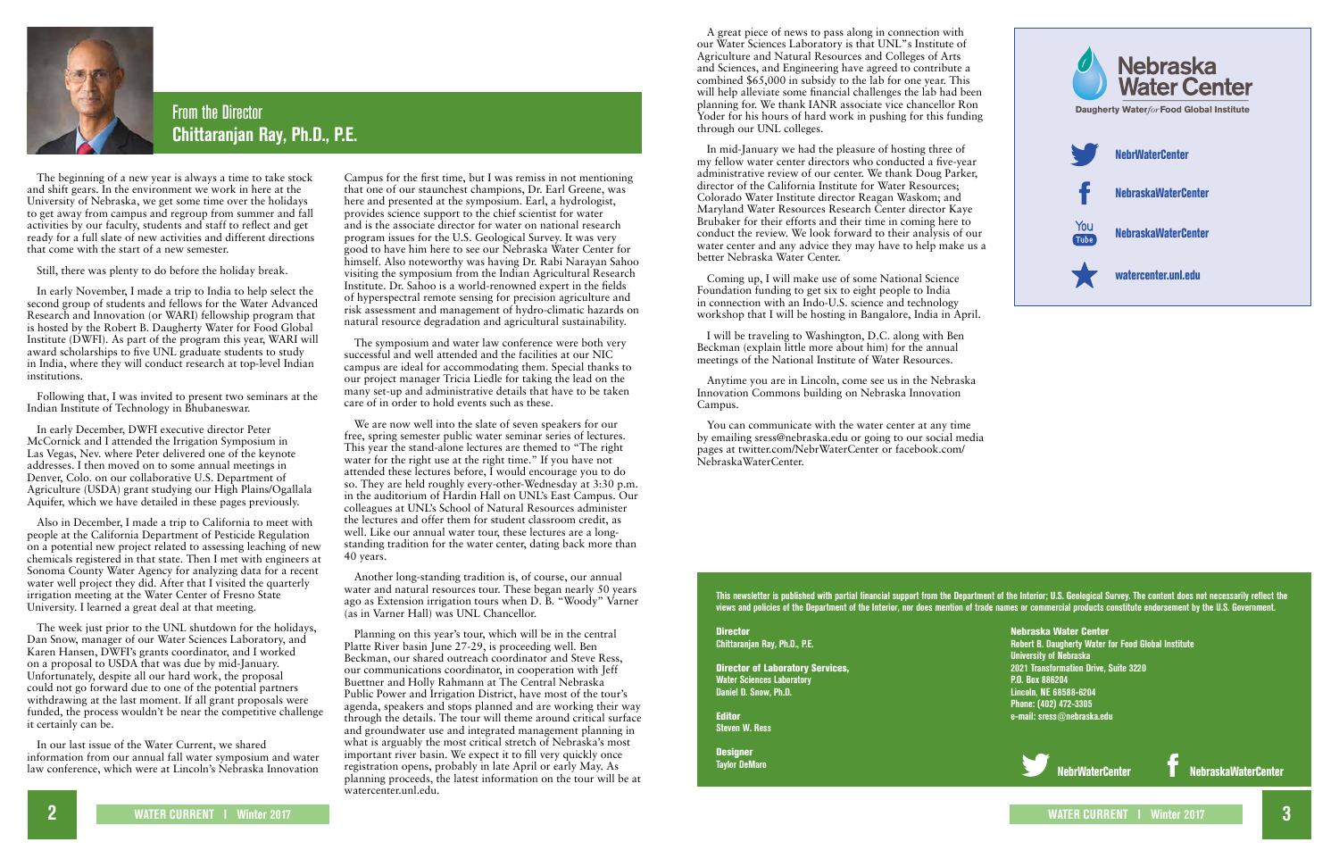## From the Director
## Chittaranjan Ray, Ph.D., P.E.

The beginning of a new year is always a time to take stock and shift gears. In the environment we work in here at the University of Nebraska, we get some time over the holidays to get away from campus and regroup from summer and fall activities by our faculty, students and staff to reflect and get ready for a full slate of new activities and different directions that come with the start of a new semester.

Still, there was plenty to do before the holiday break.

In early November, I made a trip to India to help select the second group of students and fellows for the Water Advanced Research and Innovation (or WARI) fellowship program that is hosted by the Robert B. Daugherty Water for Food Global Institute (DWFI). As part of the program this year, WARI will award scholarships to five UNL graduate students to study in India, where they will conduct research at top-level Indian institutions.

Following that, I was invited to present two seminars at the Indian Institute of Technology in Bhubaneswar.

In early December, DWFI executive director Peter McCornick and I attended the Irrigation Symposium in Las Vegas, Nev. where Peter delivered one of the keynote addresses. I then moved on to some annual meetings in Denver, Colo. on our collaborative U.S. Department of Agriculture (USDA) grant studying our High Plains/Ogallala Aquifer, which we have detailed in these pages previously.

Also in December, I made a trip to California to meet with people at the California Department of Pesticide Regulation on a potential new project related to assessing leaching of new chemicals registered in that state. Then I met with engineers at Sonoma County Water Agency for analyzing data for a recent water well project they did. After that I visited the quarterly irrigation meeting at the Water Center of Fresno State University. I learned a great deal at that meeting.

The week just prior to the UNL shutdown for the holidays, Dan Snow, manager of our Water Sciences Laboratory, and Karen Hansen, DWFI's grants coordinator, and I worked on a proposal to USDA that was due by mid-January. Unfortunately, despite all our hard work, the proposal could not go forward due to one of the potential partners withdrawing at the last moment. If all grant proposals were funded, the process wouldn't be near the competitive challenge it certainly can be.

In our last issue of the Water Current, we shared information from our annual fall water symposium and water law conference, which were at Lincoln's Nebraska Innovation Campus for the first time, but I was remiss in not mentioning that one of our staunchest champions, Dr. Earl Greene, was here and presented at the symposium. Earl, a hydrologist, provides science support to the chief scientist for water and is the associate director for water on national research program issues for the U.S. Geological Survey. It was very good to have him here to see our Nebraska Water Center for himself. Also noteworthy was having Dr. Rabi Narayan Sahoo visiting the symposium from the Indian Agricultural Research Institute. Dr. Sahoo is a world-renowned expert in the fields of hyperspectral remote sensing for precision agriculture and risk assessment and management of hydro-climatic hazards on natural resource degradation and agricultural sustainability.

The symposium and water law conference were both very successful and well attended and the facilities at our NIC campus are ideal for accommodating them. Special thanks to our project manager Tricia Liedle for taking the lead on the many set-up and administrative details that have to be taken care of in order to hold events such as these.

We are now well into the slate of seven speakers for our free, spring semester public water seminar series of lectures. This year the stand-alone lectures are themed to "The right water for the right use at the right time." If you have not attended these lectures before, I would encourage you to do so. They are held roughly every-other-Wednesday at 3:30 p.m. in the auditorium of Hardin Hall on UNL's East Campus. Our colleagues at UNL's School of Natural Resources administer the lectures and offer them for student classroom credit, as well. Like our annual water tour, these lectures are a long-standing tradition for the water center, dating back more than 40 years.

Another long-standing tradition is, of course, our annual water and natural resources tour. These began nearly 50 years ago as Extension irrigation tours when D. B. "Woody" Varner (as in Varner Hall) was UNL Chancellor.

Planning on this year's tour, which will be in the central Platte River basin June 27-29, is proceeding well. Ben Beckman, our shared outreach coordinator and Steve Ress, our communications coordinator, in cooperation with Jeff Buettner and Holly Rahmann at The Central Nebraska Public Power and Irrigation District, have most of the tour's agenda, speakers and stops planned and are working their way through the details. The tour will theme around critical surface and groundwater use and integrated management planning in what is arguably the most critical stretch of Nebraska's most important river basin. We expect it to fill very quickly once registration opens, probably in late April or early May. As planning proceeds, the latest information on the tour will be at watercenter.unl.edu.

A great piece of news to pass along in connection with our Water Sciences Laboratory is that UNL"s Institute of Agriculture and Natural Resources and Colleges of Arts and Sciences, and Engineering have agreed to contribute a combined $65,000 in subsidy to the lab for one year. This will help alleviate some financial challenges the lab had been planning for. We thank IANR associate vice chancellor Ron Yoder for his hours of hard work in pushing for this funding through our UNL colleges.

In mid-January we had the pleasure of hosting three of my fellow water center directors who conducted a five-year administrative review of our center. We thank Doug Parker, director of the California Institute for Water Resources; Colorado Water Institute director Reagan Waskom; and Maryland Water Resources Research Center director Kaye Brubaker for their efforts and their time in coming here to conduct the review. We look forward to their analysis of our water center and any advice they may have to help make us a better Nebraska Water Center.

Coming up, I will make use of some National Science Foundation funding to get six to eight people to India in connection with an Indo-U.S. science and technology workshop that I will be hosting in Bangalore, India in April.

I will be traveling to Washington, D.C. along with Ben Beckman (explain little more about him) for the annual meetings of the National Institute of Water Resources.

Anytime you are in Lincoln, come see us in the Nebraska Innovation Commons building on Nebraska Innovation Campus.

You can communicate with the water center at any time by emailing sress@nebraska.edu or going to our social media pages at twitter.com/NebrWaterCenter or facebook.com/NebraskaWaterCenter.

---

**Nebraska Water Center**
Daugherty Water *for* Food Global Institute

- NebrWaterCenter
- NebraskaWaterCenter
- NebraskaWaterCenter
- watercenter.unl.edu

---

**This newsletter is published with partial financial support from the Department of the Interior; U.S. Geological Survey. The content does not necessarily reflect the views and policies of the Department of the Interior, nor does mention of trade names or commercial products constitute endorsement by the U.S. Government.**

**Director**
Chittaranjan Ray, Ph.D., P.E.

**Director of Laboratory Services, Water Sciences Laboratory**
Daniel D. Snow, Ph.D.

**Editor**
Steven W. Ress

**Designer**
Taylor DeMaro

**Nebraska Water Center**
Robert B. Daugherty Water for Food Global Institute
University of Nebraska
2021 Transformation Drive, Suite 3220
P.O. Box 886204
Lincoln, NE 68588-6204
Phone: (402) 472-3305
e-mail: sress@nebraska.edu

NebrWaterCenter NebraskaWaterCenter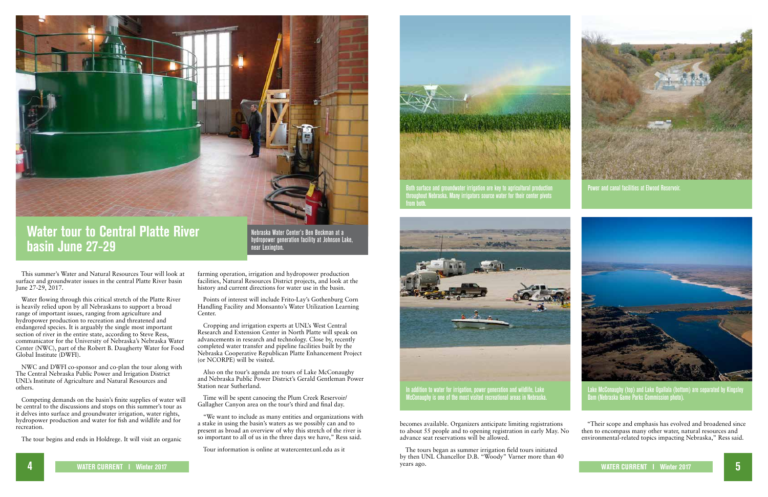# Water tour to Central Platte River basin June 27-29

Nebraska Water Center's Ben Beckman at a hydropower generation facility at Johnson Lake, near Lexington.

This summer's Water and Natural Resources Tour will look at surface and groundwater issues in the central Platte River basin June 27-29, 2017.

Water flowing through this critical stretch of the Platte River is heavily relied upon by all Nebraskans to support a broad range of important issues, ranging from agriculture and hydropower production to recreation and threatened and endangered species. It is arguably the single most important section of river in the entire state, according to Steve Ress, communicator for the University of Nebraska's Nebraska Water Center (NWC), part of the Robert B. Daugherty Water for Food Global Institute (DWFI).

NWC and DWFI co-sponsor and co-plan the tour along with The Central Nebraska Public Power and Irrigation District UNL's Institute of Agriculture and Natural Resources and others.

Competing demands on the basin's finite supplies of water will be central to the discussions and stops on this summer's tour as it delves into surface and groundwater irrigation, water rights, hydropower production and water for fish and wildlife and for recreation.

The tour begins and ends in Holdrege. It will visit an organic farming operation, irrigation and hydropower production facilities, Natural Resources District projects, and look at the history and current directions for water use in the basin.

Points of interest will include Frito-Lay's Gothenburg Corn Handling Facility and Monsanto's Water Utilization Learning Center.

Cropping and irrigation experts at UNL's West Central Research and Extension Center in North Platte will speak on advancements in research and technology. Close by, recently completed water transfer and pipeline facilities built by the Nebraska Cooperative Republican Platte Enhancement Project (or NCORPE) will be visited.

Also on the tour's agenda are tours of Lake McConaughy and Nebraska Public Power District's Gerald Gentleman Power Station near Sutherland.

Time will be spent canoeing the Plum Creek Reservoir/Gallagher Canyon area on the tour's third and final day.

"We want to include as many entities and organizations with a stake in using the basin's waters as we possibly can and to present as broad an overview of why this stretch of the river is so important to all of us in the three days we have," Ress said.

Tour information is online at watercenter.unl.edu as it becomes available. Organizers anticipate limiting registrations to about 55 people and to opening registration in early May. No advance seat reservations will be allowed.

The tours began as summer irrigation field tours initiated by then UNL Chancellor D.B. "Woody" Varner more than 40 years ago.

"Their scope and emphasis has evolved and broadened since then to encompass many other water, natural resources and environmental-related topics impacting Nebraska," Ress said.

Both surface and groundwater irrigation are key to agricultural production throughout Nebraska. Many irrigators source water for their center pivots from both.

Power and canal facilities at Elwood Reservoir.

In addition to water for irrigation, power generation and wildlife, Lake McConaughy is one of the most visited recreational areas in Nebraska.

Lake McConaughy (top) and Lake Ogallala (bottom) are separated by Kingsley Dam (Nebraska Game Parks Commission photo).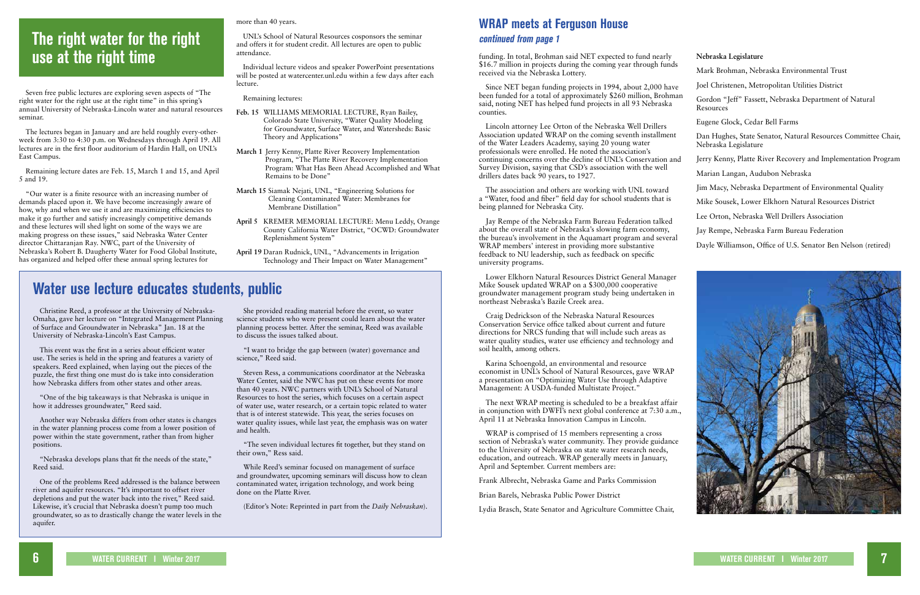## The right water for the right use at the right time

Seven free public lectures are exploring seven aspects of "The right water for the right use at the right time" in this spring's annual University of Nebraska-Lincoln water and natural resources seminar.

The lectures began in January and are held roughly every-other-week from 3:30 to 4:30 p.m. on Wednesdays through April 19. All lectures are in the first floor auditorium of Hardin Hall, on UNL's East Campus.

Remaining lecture dates are Feb. 15, March 1 and 15, and April 5 and 19.

"Our water is a finite resource with an increasing number of demands placed upon it. We have become increasingly aware of how, why and when we use it and are maximizing efficiencies to make it go further and satisfy increasingly competitive demands and these lectures will shed light on some of the ways we are making progress on these issues," said Nebraska Water Center director Chittaranjan Ray. NWC, part of the University of Nebraska's Robert B. Daugherty Water for Food Global Institute, has organized and helped offer these annual spring lectures for more than 40 years.

UNL's School of Natural Resources cosponsors the seminar and offers it for student credit. All lectures are open to public attendance.

Individual lecture videos and speaker PowerPoint presentations will be posted at watercenter.unl.edu within a few days after each lecture.

Remaining lectures:

- **Feb. 15** WILLIAMS MEMORIAL LECTURE, Ryan Bailey, Colorado State University, "Water Quality Modeling for Groundwater, Surface Water, and Watersheds: Basic Theory and Applications"
- **March 1** Jerry Kenny, Platte River Recovery Implementation Program, "The Platte River Recovery Implementation Program: What Has Been Ahead Accomplished and What Remains to be Done"
- **March 15** Siamak Nejati, UNL, "Engineering Solutions for Cleaning Contaminated Water: Membranes for Membrane Distillation"
- **April 5** KREMER MEMORIAL LECTURE: Menu Leddy, Orange County California Water District, "OCWD: Groundwater Replenishment System"
- **April 19** Daran Rudnick, UNL, "Advancements in Irrigation Technology and Their Impact on Water Management"

## Water use lecture educates students, public

Christine Reed, a professor at the University of Nebraska-Omaha, gave her lecture on "Integrated Management Planning of Surface and Groundwater in Nebraska" Jan. 18 at the University of Nebraska-Lincoln's East Campus.

This event was the first in a series about efficient water use. The series is held in the spring and features a variety of speakers. Reed explained, when laying out the pieces of the puzzle, the first thing one must do is take into consideration how Nebraska differs from other states and other areas.

"One of the big takeaways is that Nebraska is unique in how it addresses groundwater," Reed said.

Another way Nebraska differs from other states is changes in the water planning process come from a lower position of power within the state government, rather than from higher positions.

"Nebraska develops plans that fit the needs of the state," Reed said.

One of the problems Reed addressed is the balance between river and aquifer resources. "It's important to offset river depletions and put the water back into the river," Reed said. Likewise, it's crucial that Nebraska doesn't pump too much groundwater, so as to drastically change the water levels in the aquifer.

She provided reading material before the event, so water science students who were present could learn about the water planning process better. After the seminar, Reed was available to discuss the issues talked about.

"I want to bridge the gap between (water) governance and science," Reed said.

Steven Ress, a communications coordinator at the Nebraska Water Center, said the NWC has put on these events for more than 40 years. NWC partners with UNL's School of Natural Resources to host the series, which focuses on a certain aspect of water use, water research, or a certain topic related to water that is of interest statewide. This year, the series focuses on water quality issues, while last year, the emphasis was on water and health.

"The seven individual lectures fit together, but they stand on their own," Ress said.

While Reed's seminar focused on management of surface and groundwater, upcoming seminars will discuss how to clean contaminated water, irrigation technology, and work being done on the Platte River.

(Editor's Note: Reprinted in part from the *Daily Nebraskan*).

## WRAP meets at Ferguson House

***continued from page 1***

funding. In total, Brohman said NET expected to fund nearly $16.7 million in projects during the coming year through funds received via the Nebraska Lottery.

Since NET began funding projects in 1994, about 2,000 have been funded for a total of approximately $260 million, Brohman said, noting NET has helped fund projects in all 93 Nebraska counties.

Lincoln attorney Lee Orton of the Nebraska Well Drillers Association updated WRAP on the coming seventh installment of the Water Leaders Academy, saying 20 young water professionals were enrolled. He noted the association's continuing concerns over the decline of UNL's Conservation and Survey Division, saying that CSD's association with the well drillers dates back 90 years, to 1927.

The association and others are working with UNL toward a "Water, food and fiber" field day for school students that is being planned for Nebraska City.

Jay Rempe of the Nebraska Farm Bureau Federation talked about the overall state of Nebraska's slowing farm economy, the bureau's involvement in the Aquamart program and several WRAP members' interest in providing more substantive feedback to NU leadership, such as feedback on specific university programs.

Lower Elkhorn Natural Resources District General Manager Mike Sousek updated WRAP on a $300,000 cooperative groundwater management program study being undertaken in northeast Nebraska's Bazile Creek area.

Craig Dedrickson of the Nebraska Natural Resources Conservation Service office talked about current and future directions for NRCS funding that will include such areas as water quality studies, water use efficiency and technology and soil health, among others.

Karina Schoengold, an environmental and resource economist in UNL's School of Natural Resources, gave WRAP a presentation on "Optimizing Water Use through Adaptive Management: A USDA-funded Multistate Project."

The next WRAP meeting is scheduled to be a breakfast affair in conjunction with DWFI's next global conference at 7:30 a.m., April 11 at Nebraska Innovation Campus in Lincoln.

WRAP is comprised of 15 members representing a cross section of Nebraska's water community. They provide guidance to the University of Nebraska on state water research needs, education, and outreach. WRAP generally meets in January, April and September. Current members are:

Frank Albrecht, Nebraska Game and Parks Commission

Brian Barels, Nebraska Public Power District

Lydia Brasch, State Senator and Agriculture Committee Chair, Nebraska Legislature

Mark Brohman, Nebraska Environmental Trust

Joel Christenen, Metropolitan Utilities District

Gordon "Jeff" Fassett, Nebraska Department of Natural Resources

Eugene Glock, Cedar Bell Farms

Dan Hughes, State Senator, Natural Resources Committee Chair, Nebraska Legislature

Jerry Kenny, Platte River Recovery and Implementation Program

Marian Langan, Audubon Nebraska

Jim Macy, Nebraska Department of Environmental Quality

Mike Sousek, Lower Elkhorn Natural Resources District

Lee Orton, Nebraska Well Drillers Association

Jay Rempe, Nebraska Farm Bureau Federation

Dayle Williamson, Office of U.S. Senator Ben Nelson (retired)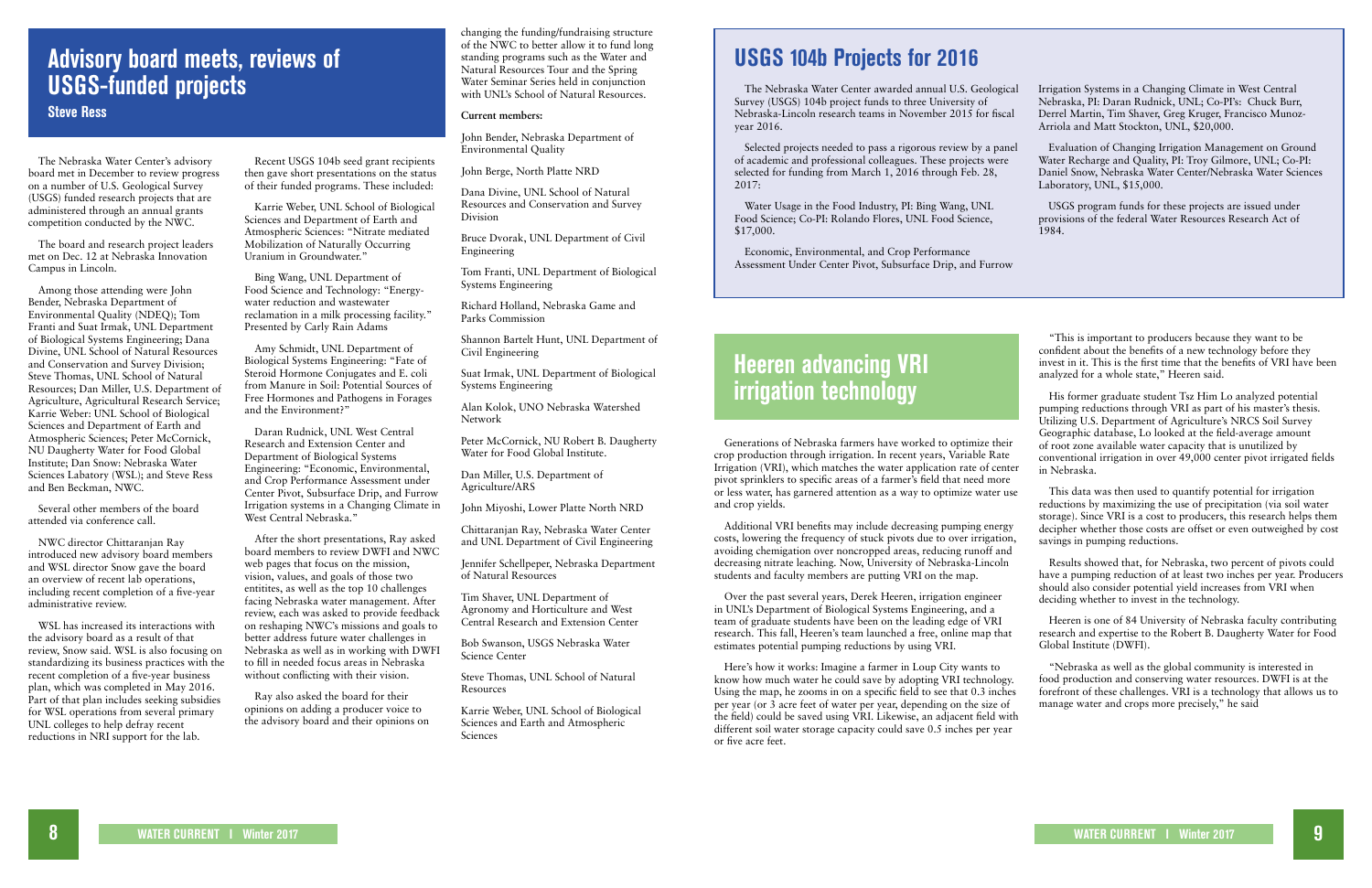## Advisory board meets, reviews of USGS-funded projects

**Steve Ress**

The Nebraska Water Center's advisory board met in December to review progress on a number of U.S. Geological Survey (USGS) funded research projects that are administered through an annual grants competition conducted by the NWC.

The board and research project leaders met on Dec. 12 at Nebraska Innovation Campus in Lincoln.

Among those attending were John Bender, Nebraska Department of Environmental Quality (NDEQ); Tom Franti and Suat Irmak, UNL Department of Biological Systems Engineering; Dana Divine, UNL School of Natural Resources and Conservation and Survey Division; Steve Thomas, UNL School of Natural Resources; Dan Miller, U.S. Department of Agriculture, Agricultural Research Service; Karrie Weber: UNL School of Biological Sciences and Department of Earth and Atmospheric Sciences; Peter McCornick, NU Daugherty Water for Food Global Institute; Dan Snow: Nebraska Water Sciences Labatory (WSL); and Steve Ress and Ben Beckman, NWC.

Several other members of the board attended via conference call.

NWC director Chittaranjan Ray introduced new advisory board members and WSL director Snow gave the board an overview of recent lab operations, including recent completion of a five-year administrative review.

WSL has increased its interactions with the advisory board as a result of that review, Snow said. WSL is also focusing on standardizing its business practices with the recent completion of a five-year business plan, which was completed in May 2016. Part of that plan includes seeking subsidies for WSL operations from several primary UNL colleges to help defray recent reductions in NRI support for the lab.

Recent USGS 104b seed grant recipients then gave short presentations on the status of their funded programs. These included:

Karrie Weber, UNL School of Biological Sciences and Department of Earth and Atmospheric Sciences: "Nitrate mediated Mobilization of Naturally Occurring Uranium in Groundwater."

Bing Wang, UNL Department of Food Science and Technology: "Energy-water reduction and wastewater reclamation in a milk processing facility." Presented by Carly Rain Adams

Amy Schmidt, UNL Department of Biological Systems Engineering: "Fate of Steroid Hormone Conjugates and E. coli from Manure in Soil: Potential Sources of Free Hormones and Pathogens in Forages and the Environment?"

Daran Rudnick, UNL West Central Research and Extension Center and Department of Biological Systems Engineering: "Economic, Environmental, and Crop Performance Assessment Under Center Pivot, Subsurface Drip, and Furrow Irrigation systems in a Changing Climate in West Central Nebraska."

After the short presentations, Ray asked board members to review DWFI and NWC web pages that focus on the mission, vision, values, and goals of those two entitites, as well as the top 10 challenges facing Nebraska water management. After review, each was asked to provide feedback on reshaping NWC's missions and goals to better address future water challenges in Nebraska as well as in working with DWFI to fill in needed focus areas in Nebraska without conflicting with their vision.

Ray also asked the board for their opinions on adding a producer voice to the advisory board and their opinions on changing the funding/fundraising structure of the NWC to better allow it to fund long standing programs such as the Water and Natural Resources Tour and the Spring Water Seminar Series held in conjunction with UNL's School of Natural Resources.

**Current members:**

John Bender, Nebraska Department of Environmental Quality

John Berge, North Platte NRD

Dana Divine, UNL School of Natural Resources and Conservation and Survey Division

Bruce Dvorak, UNL Department of Civil Engineering

Tom Franti, UNL Department of Biological Systems Engineering

Richard Holland, Nebraska Game and Parks Commission

Shannon Bartelt Hunt, UNL Department of Civil Engineering

Suat Irmak, UNL Department of Biological Systems Engineering

Alan Kolok, UNO Nebraska Watershed Network

Peter McCornick, NU Robert B. Daugherty Water for Food Global Institute.

Dan Miller, U.S. Department of Agriculture/ARS

John Miyoshi, Lower Platte North NRD

Chittaranjan Ray, Nebraska Water Center and UNL Department of Civil Engineering

Jennifer Schellpeper, Nebraska Department of Natural Resources

Tim Shaver, UNL Department of Agronomy and Horticulture and West Central Research and Extension Center

Bob Swanson, USGS Nebraska Water Science Center

Steve Thomas, UNL School of Natural Resources

Karrie Weber, UNL School of Biological Sciences and Earth and Atmospheric Sciences

## USGS 104b Projects for 2016

The Nebraska Water Center awarded annual U.S. Geological Survey (USGS) 104b project funds to three University of Nebraska-Lincoln research teams in November 2015 for fiscal year 2016.

Selected projects needed to pass a rigorous review by a panel of academic and professional colleagues. These projects were selected for funding from March 1, 2016 through Feb. 28, 2017:

Water Usage in the Food Industry, PI: Bing Wang, UNL Food Science; Co-PI: Rolando Flores, UNL Food Science, $17,000.

Economic, Environmental, and Crop Performance Assessment Under Center Pivot, Subsurface Drip, and Furrow Irrigation Systems in a Changing Climate in West Central Nebraska, PI: Daran Rudnick, UNL; Co-PI's: Chuck Burr, Derrel Martin, Tim Shaver, Greg Kruger, Francisco Munoz-Arriola and Matt Stockton, UNL, $20,000.

Evaluation of Changing Irrigation Management on Ground Water Recharge and Quality, PI: Troy Gilmore, UNL; Co-PI: Daniel Snow, Nebraska Water Center/Nebraska Water Sciences Laboratory, UNL, $15,000.

USGS program funds for these projects are issued under provisions of the federal Water Resources Research Act of 1984.

## Heeren advancing VRI irrigation technology

Generations of Nebraska farmers have worked to optimize their crop production through irrigation. In recent years, Variable Rate Irrigation (VRI), which matches the water application rate of center pivot sprinklers to specific areas of a farmer's field that need more or less water, has garnered attention as a way to optimize water use and crop yields.

Additional VRI benefits may include decreasing pumping energy costs, lowering the frequency of stuck pivots due to over irrigation, avoiding chemigation over noncropped areas, reducing runoff and decreasing nitrate leaching. Now, University of Nebraska-Lincoln students and faculty members are putting VRI on the map.

Over the past several years, Derek Heeren, irrigation engineer in UNL's Department of Biological Systems Engineering, and a team of graduate students have been on the leading edge of VRI research. This fall, Heeren's team launched a free, online map that estimates potential pumping reductions by using VRI.

Here's how it works: Imagine a farmer in Loup City wants to know how much water he could save by adopting VRI technology. Using the map, he zooms in on a specific field to see that 0.3 inches per year (or 3 acre feet of water per year, depending on the size of the field) could be saved using VRI. Likewise, an adjacent field with different soil water storage capacity could save 0.5 inches per year or five acre feet.

"This is important to producers because they want to be confident about the benefits of a new technology before they invest in it. This is the first time that the benefits of VRI have been analyzed for a whole state," Heeren said.

His former graduate student Tsz Him Lo analyzed potential pumping reductions through VRI as part of his master's thesis. Utilizing U.S. Department of Agriculture's NRCS Soil Survey Geographic database, Lo looked at the field-average amount of root zone available water capacity that is unutilized by conventional irrigation in over 49,000 center pivot irrigated fields in Nebraska.

This data was then used to quantify potential for irrigation reductions by maximizing the use of precipitation (via soil water storage). Since VRI is a cost to producers, this research helps them decipher whether those costs are offset or even outweighed by cost savings in pumping reductions.

Results showed that, for Nebraska, two percent of pivots could have a pumping reduction of at least two inches per year. Producers should also consider potential yield increases from VRI when deciding whether to invest in the technology.

Heeren is one of 84 University of Nebraska faculty contributing research and expertise to the Robert B. Daugherty Water for Food Global Institute (DWFI).

"Nebraska as well as the global community is interested in food production and conserving water resources. DWFI is at the forefront of these challenges. VRI is a technology that allows us to manage water and crops more precisely," he said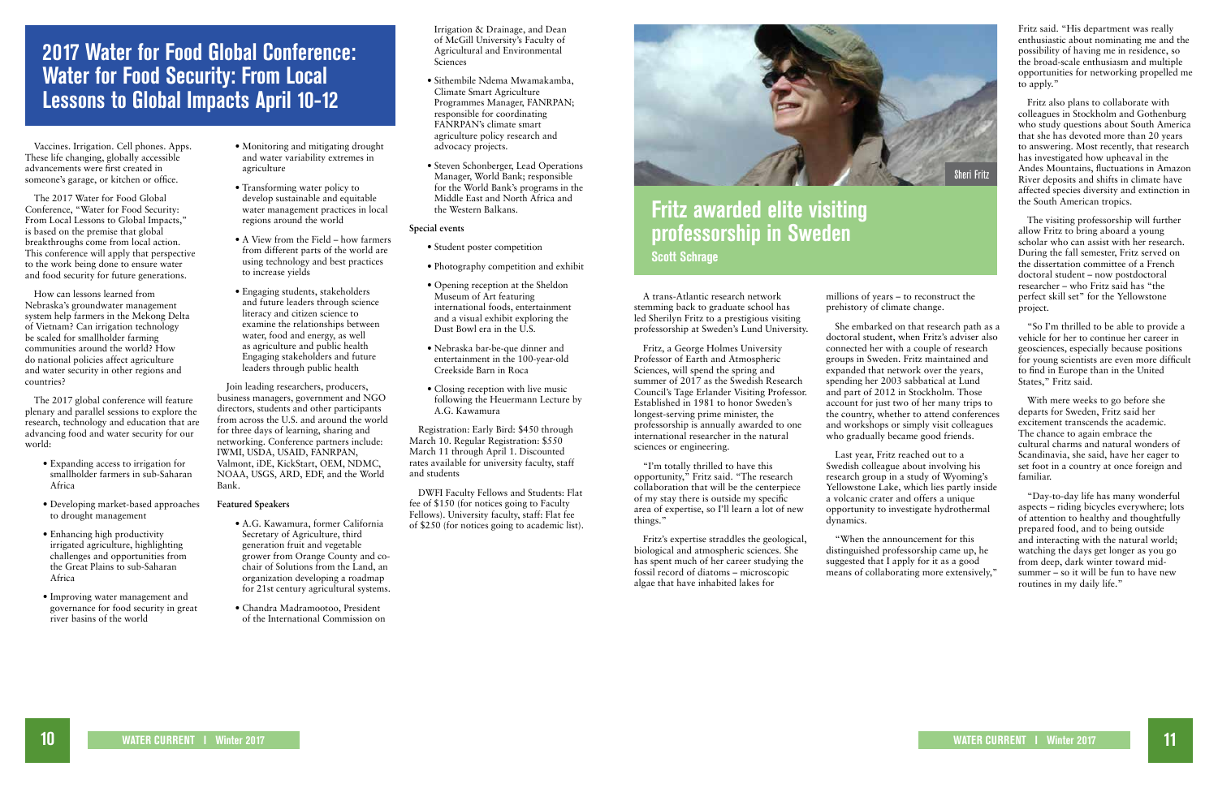# 2017 Water for Food Global Conference: Water for Food Security: From Local Lessons to Global Impacts April 10-12

Vaccines. Irrigation. Cell phones. Apps. These life changing, globally accessible advancements were first created in someone's garage, or kitchen or office.

The 2017 Water for Food Global Conference, "Water for Food Security: From Local Lessons to Global Impacts," is based on the premise that global breakthroughs come from local action. This conference will apply that perspective to the work being done to ensure water and food security for future generations.

How can lessons learned from Nebraska's groundwater management system help farmers in the Mekong Delta of Vietnam? Can irrigation technology be scaled for smallholder farming communities around the world? How do national policies affect agriculture and water security in other regions and countries?

The 2017 global conference will feature plenary and parallel sessions to explore the research, technology and education that are advancing food and water security for our world:

- Expanding access to irrigation for smallholder farmers in sub-Saharan Africa
- Developing market-based approaches to drought management
- Enhancing high productivity irrigated agriculture, highlighting challenges and opportunities from the Great Plains to sub-Saharan Africa
- Improving water management and governance for food security in great river basins of the world
- Monitoring and mitigating drought and water variability extremes in agriculture
- Transforming water policy to develop sustainable and equitable water management practices in local regions around the world
- A View from the Field – how farmers from different parts of the world are using technology and best practices to increase yields
- Engaging students, stakeholders and future leaders through science literacy and citizen science to examine the relationships between water, food and energy, as well as agriculture and public health Engaging stakeholders and future leaders through public health

Join leading researchers, producers, business managers, government and NGO directors, students and other participants from across the U.S. and around the world for three days of learning, sharing and networking. Conference partners include: IWMI, USDA, USAID, FANRPAN, Valmont, iDE, KickStart, OEM, NDMC, NOAA, USGS, ARD, EDF, and the World Bank.

**Featured Speakers**

- A.G. Kawamura, former California Secretary of Agriculture, third generation fruit and vegetable grower from Orange County and co-chair of Solutions from the Land, an organization developing a roadmap for 21st century agricultural systems.
- Chandra Madramootoo, President of the International Commission on Irrigation & Drainage, and Dean of McGill University's Faculty of Agricultural and Environmental Sciences
- Sithembile Ndema Mwamakamba, Climate Smart Agriculture Programmes Manager, FANRPAN; responsible for coordinating FANRPAN's climate smart agriculture policy research and advocacy projects.
- Steven Schonberger, Lead Operations Manager, World Bank; responsible for the World Bank's programs in the Middle East and North Africa and the Western Balkans.

**Special events**

- Student poster competition
- Photography competition and exhibit
- Opening reception at the Sheldon Museum of Art featuring international foods, entertainment and a visual exhibit exploring the Dust Bowl era in the U.S.
- Nebraska bar-be-que dinner and entertainment in the 100-year-old Creekside Barn in Roca
- Closing reception with live music following the Heuermann Lecture by A.G. Kawamura

Registration: Early Bird: $450 through March 10. Regular Registration: $550 March 11 through April 1. Discounted rates available for university faculty, staff and students

DWFI Faculty Fellows and Students: Flat fee of $150 (for notices going to Faculty Fellows). University faculty, staff: Flat fee of $250 (for notices going to academic list).

Sheri Fritz

# Fritz awarded elite visiting professorship in Sweden

**Scott Schrage**

A trans-Atlantic research network stemming back to graduate school has led Sherilyn Fritz to a prestigious visiting professorship at Sweden's Lund University.

Fritz, a George Holmes University Professor of Earth and Atmospheric Sciences, will spend the spring and summer of 2017 as the Swedish Research Council's Tage Erlander Visiting Professor. Established in 1981 to honor Sweden's longest-serving prime minister, the professorship is annually awarded to one international researcher in the natural sciences or engineering.

"I'm totally thrilled to have this opportunity," Fritz said. "The research collaboration that will be the centerpiece of my stay there is outside my specific area of expertise, so I'll learn a lot of new things."

Fritz's expertise straddles the geological, biological and atmospheric sciences. She has spent much of her career studying the fossil record of diatoms – microscopic algae that have inhabited lakes for millions of years – to reconstruct the prehistory of climate change.

She embarked on that research path as a doctoral student, when Fritz's adviser also connected her with a couple of research groups in Sweden. Fritz maintained and expanded that network over the years, spending her 2003 sabbatical at Lund and part of 2012 in Stockholm. Those account for just two of her many trips to the country, whether to attend conferences and workshops or simply visit colleagues who gradually became good friends.

Last year, Fritz reached out to a Swedish colleague about involving his research group in a study of Wyoming's Yellowstone Lake, which lies partly inside a volcanic crater and offers a unique opportunity to investigate hydrothermal dynamics.

"When the announcement for this distinguished professorship came up, he suggested that I apply for it as a good means of collaborating more extensively," Fritz said. "His department was really enthusiastic about nominating me and the possibility of having me in residence, so the broad-scale enthusiasm and multiple opportunities for networking propelled me to apply."

Fritz also plans to collaborate with colleagues in Stockholm and Gothenburg who study questions about South America that she has devoted more than 20 years to answering. Most recently, that research has investigated how upheaval in the Andes Mountains, fluctuations in Amazon River deposits and shifts in climate have affected species diversity and extinction in the South American tropics.

The visiting professorship will further allow Fritz to bring aboard a young scholar who can assist with her research. During the fall semester, Fritz served on the dissertation committee of a French doctoral student – now postdoctoral researcher – who Fritz said has "the perfect skill set" for the Yellowstone project.

"So I'm thrilled to be able to provide a vehicle for her to continue her career in geosciences, especially because positions for young scientists are even more difficult to find in Europe than in the United States," Fritz said.

With mere weeks to go before she departs for Sweden, Fritz said her excitement transcends the academic. The chance to again embrace the cultural charms and natural wonders of Scandinavia, she said, have her eager to set foot in a country at once foreign and familiar.

"Day-to-day life has many wonderful aspects – riding bicycles everywhere; lots of attention to healthy and thoughtfully prepared food, and to being outside and interacting with the natural world; watching the days get longer as you go from deep, dark winter toward mid-summer – so it will be fun to have new routines in my daily life."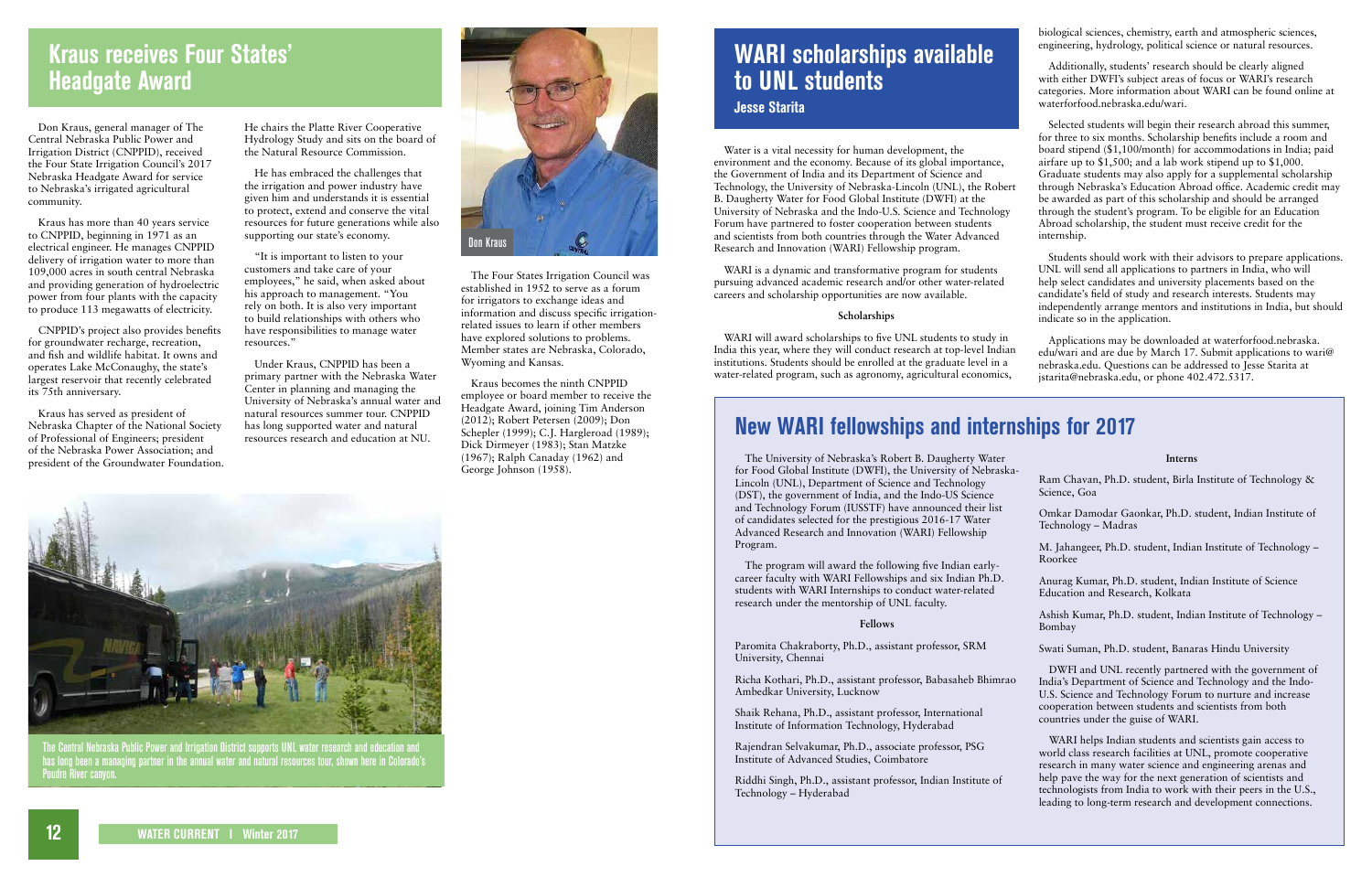## Kraus receives Four States' Headgate Award

Don Kraus, general manager of The Central Nebraska Public Power and Irrigation District (CNPPID), received the Four State Irrigation Council's 2017 Nebraska Headgate Award for service to Nebraska's irrigated agricultural community.

Kraus has more than 40 years service to CNPPID, beginning in 1971 as an electrical engineer. He manages CNPPID delivery of irrigation water to more than 109,000 acres in south central Nebraska and providing generation of hydroelectric power from four plants with the capacity to produce 113 megawatts of electricity.

CNPPID's project also provides benefits for groundwater recharge, recreation, and fish and wildlife habitat. It owns and operates Lake McConaughy, the state's largest reservoir that recently celebrated its 75th anniversary.

Kraus has served as president of Nebraska Chapter of the National Society of Professional of Engineers; president of the Nebraska Power Association; and president of the Groundwater Foundation. He chairs the Platte River Cooperative Hydrology Study and sits on the board of the Natural Resource Commission.

He has embraced the challenges that the irrigation and power industry have given him and understands it is essential to protect, extend and conserve the vital resources for future generations while also supporting our state's economy.

"It is important to listen to your customers and take care of your employees," he said, when asked about his approach to management. "You rely on both. It is also very important to build relationships with others who have responsibilities to manage water resources."

Under Kraus, CNPPID has been a primary partner with the Nebraska Water Center in planning and managing the University of Nebraska's annual water and natural resources summer tour. CNPPID has long supported water and natural resources research and education at NU.

Don Kraus

The Four States Irrigation Council was established in 1952 to serve as a forum for irrigators to exchange ideas and information and discuss specific irrigation-related issues to learn if other members have explored solutions to problems. Member states are Nebraska, Colorado, Wyoming and Kansas.

Kraus becomes the ninth CNPPID employee or board member to receive the Headgate Award, joining Tim Anderson (2012); Robert Petersen (2009); Don Schepler (1999); C.J. Hargleroad (1989); Dick Dirmeyer (1983); Stan Matzke (1967); Ralph Canaday (1962) and George Johnson (1958).

The Central Nebraska Public Power and Irrigation District supports UNL water research and education and has long been a managing partner in the annual water and natural resources tour, shown here in Colorado's Poudre River canyon.

## WARI scholarships available to UNL students

**Jesse Starita**

Water is a vital necessity for human development, the environment and the economy. Because of its global importance, the Government of India and its Department of Science and Technology, the University of Nebraska-Lincoln (UNL), the Robert B. Daugherty Water for Food Global Institute (DWFI) at the University of Nebraska and the Indo-U.S. Science and Technology Forum have partnered to foster cooperation between students and scientists from both countries through the Water Advanced Research and Innovation (WARI) Fellowship program.

WARI is a dynamic and transformative program for students pursuing advanced academic research and/or other water-related careers and scholarship opportunities are now available.

**Scholarships**

WARI will award scholarships to five UNL students to study in India this year, where they will conduct research at top-level Indian institutions. Students should be enrolled at the graduate level in a water-related program, such as agronomy, agricultural economics, biological sciences, chemistry, earth and atmospheric sciences, engineering, hydrology, political science or natural resources.

Additionally, students' research should be clearly aligned with either DWFI's subject areas of focus or WARI's research categories. More information about WARI can be found online at waterforfood.nebraska.edu/wari.

Selected students will begin their research abroad this summer, for three to six months. Scholarship benefits include a room and board stipend ($1,100/month) for accommodations in India; paid airfare up to $1,500; and a lab work stipend up to $1,000. Graduate students may also apply for a supplemental scholarship through Nebraska's Education Abroad office. Academic credit may be awarded as part of this scholarship and should be arranged through the student's program. To be eligible for an Education Abroad scholarship, the student must receive credit for the internship.

Students should work with their advisors to prepare applications. UNL will send all applications to partners in India, who will help select candidates and university placements based on the candidate's field of study and research interests. Students may independently arrange mentors and institutions in India, but should indicate so in the application.

Applications may be downloaded at waterforfood.nebraska.edu/wari and are due by March 17. Submit applications to wari@nebraska.edu. Questions can be addressed to Jesse Starita at jstarita@nebraska.edu, or phone 402.472.5317.

## New WARI fellowships and internships for 2017

The University of Nebraska's Robert B. Daugherty Water for Food Global Institute (DWFI), the University of Nebraska-Lincoln (UNL), Department of Science and Technology (DST), the government of India, and the Indo-US Science and Technology Forum (IUSSTF) have announced their list of candidates selected for the prestigious 2016-17 Water Advanced Research and Innovation (WARI) Fellowship Program.

The program will award the following five Indian early-career faculty with WARI Fellowships and six Indian Ph.D. students with WARI Internships to conduct water-related research under the mentorship of UNL faculty.

**Fellows**

Paromita Chakraborty, Ph.D., assistant professor, SRM University, Chennai

Richa Kothari, Ph.D., assistant professor, Babasaheb Bhimrao Ambedkar University, Lucknow

Shaik Rehana, Ph.D., assistant professor, International Institute of Information Technology, Hyderabad

Rajendran Selvakumar, Ph.D., associate professor, PSG Institute of Advanced Studies, Coimbatore

Riddhi Singh, Ph.D., assistant professor, Indian Institute of Technology – Hyderabad

**Interns**

Ram Chavan, Ph.D. student, Birla Institute of Technology & Science, Goa

Omkar Damodar Gaonkar, Ph.D. student, Indian Institute of Technology – Madras

M. Jahangeer, Ph.D. student, Indian Institute of Technology – Roorkee

Anurag Kumar, Ph.D. student, Indian Institute of Science Education and Research, Kolkata

Ashish Kumar, Ph.D. student, Indian Institute of Technology – Bombay

Swati Suman, Ph.D. student, Banaras Hindu University

DWFI and UNL recently partnered with the government of India's Department of Science and Technology and the Indo-U.S. Science and Technology Forum to nurture and increase cooperation between students and scientists from both countries under the guise of WARI.

WARI helps Indian students and scientists gain access to world class research facilities at UNL, promote cooperative research in many water science and engineering arenas and help pave the way for the next generation of scientists and technologists from India to work with their peers in the U.S., leading to long-term research and development connections.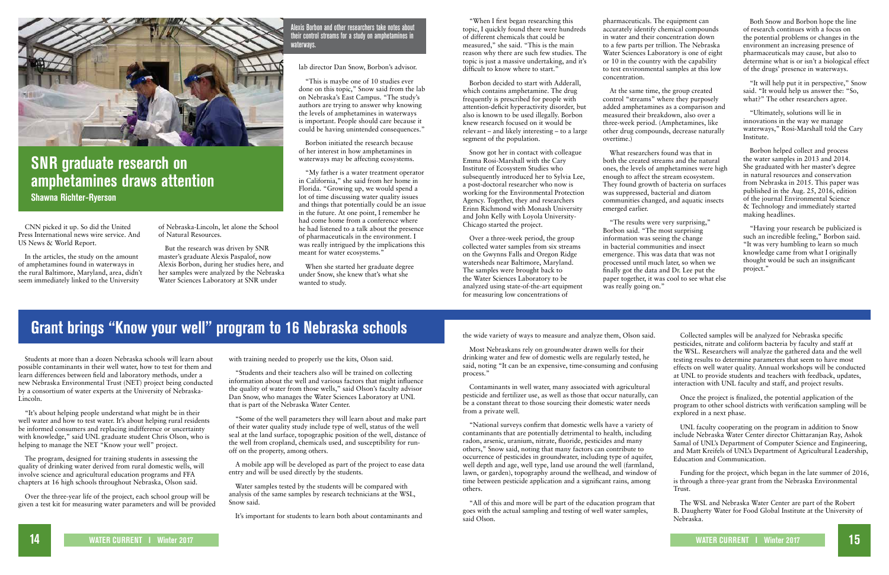## SNR graduate research on amphetamines draws attention

**Shawna Richter-Ryerson**

Alexis Borbon and other researchers take notes about their control streams for a study on amphetamines in waterways.

CNN picked it up. So did the United Press International news wire service. And US News & World Report.

In the articles, the study on the amount of amphetamines found in waterways in the rural Baltimore, Maryland, area, didn't seem immediately linked to the University of Nebraska-Lincoln, let alone the School of Natural Resources.

But the research was driven by SNR master's graduate Alexis Paspalof, now Alexis Borbon, during her studies here, and her samples were analyzed by the Nebraska Water Sciences Laboratory at SNR under lab director Dan Snow, Borbon's advisor.

"This is maybe one of 10 studies ever done on this topic," Snow said from the lab on Nebraska's East Campus. "The study's authors are trying to answer why knowing the levels of amphetamines in waterways is important. People should care because it could be having unintended consequences."

Borbon initiated the research because of her interest in how amphetamines in waterways may be affecting ecosystems.

"My father is a water treatment operator in California," she said from her home in Florida. "Growing up, we would spend a lot of time discussing water quality issues and things that potentially could be an issue in the future. At one point, I remember he had come home from a conference where he had listened to a talk about the presence of pharmaceuticals in the environment. I was really intrigued by the implications this meant for water ecosystems."

When she started her graduate degree under Snow, she knew that's what she wanted to study.

"When I first began researching this topic, I quickly found there were hundreds of different chemicals that could be measured," she said. "This is the main reason why there are such few studies. The topic is just a massive undertaking, and it's difficult to know where to start."

Borbon decided to start with Adderall, which contains amphetamine. The drug frequently is prescribed for people with attention-deficit hyperactivity disorder, but also is known to be used illegally. Borbon knew research focused on it would be relevant – and likely interesting – to a large segment of the population.

Snow got her in contact with colleague Emma Rosi-Marshall with the Cary Institute of Ecosystem Studies who subsequently introduced her to Sylvia Lee, a post-doctoral researcher who now is working for the Environmental Protection Agency. Together, they and researchers Erinn Richmond with Monash University and John Kelly with Loyola University-Chicago started the project.

Over a three-week period, the group collected water samples from six streams on the Gwynns Falls and Oregon Ridge watersheds near Baltimore, Maryland. The samples were brought back to the Water Sciences Laboratory to be analyzed using state-of-the-art equipment for measuring low concentrations of pharmaceuticals. The equipment can accurately identify chemical compounds in water and their concentration down to a few parts per trillion. The Nebraska Water Sciences Laboratory is one of eight or 10 in the country with the capability to test environmental samples at this low concentration.

At the same time, the group created control "streams" where they purposely added amphetamines as a comparison and measured their breakdown, also over a three-week period. (Amphetamines, like other drug compounds, decrease naturally overtime.)

What researchers found was that in both the created streams and the natural ones, the levels of amphetamines were high enough to affect the stream ecosystem. They found growth of bacteria on surfaces was suppressed, bacterial and diatom communities changed, and aquatic insects emerged earlier.

"The results were very surprising," Borbon said. "The most surprising information was seeing the change in bacterial communities and insect emergence. This was data that was not processed until much later, so when we finally got the data and Dr. Lee put the paper together, it was cool to see what else was really going on."

Both Snow and Borbon hope the line of research continues with a focus on the potential problems or changes in the environment an increasing presence of pharmaceuticals may cause, but also to determine what is or isn't a biological effect of the drugs' presence in waterways.

"It will help put it in perspective," Snow said. "It would help us answer the: "So, what?" The other researchers agree.

"Ultimately, solutions will lie in innovations in the way we manage waterways," Rosi-Marshall told the Cary Institute.

Borbon helped collect and process the water samples in 2013 and 2014. She graduated with her master's degree in natural resources and conservation from Nebraska in 2015. This paper was published in the Aug. 25, 2016, edition of the journal Environmental Science & Technology and immediately started making headlines.

"Having your research be publicized is such an incredible feeling," Borbon said. "It was very humbling to learn so much knowledge came from what I originally thought would be such an insignificant project."

## Grant brings "Know your well" program to 16 Nebraska schools

Students at more than a dozen Nebraska schools will learn about possible contaminants in their well water, how to test for them and learn differences between field and laboratory methods, under a new Nebraska Environmental Trust (NET) project being conducted by a consortium of water experts at the University of Nebraska-Lincoln.

"It's about helping people understand what might be in their well water and how to test water. It's about helping rural residents be informed consumers and replacing indifference or uncertainty with knowledge," said UNL graduate student Chris Olson, who is helping to manage the NET "Know your well" project.

The program, designed for training students in assessing the quality of drinking water derived from rural domestic wells, will involve science and agricultural education programs and FFA chapters at 16 high schools throughout Nebraska, Olson said.

Over the three-year life of the project, each school group will be given a test kit for measuring water parameters and will be provided with training needed to properly use the kits, Olson said.

"Students and their teachers also will be trained on collecting information about the well and various factors that might influence the quality of water from those wells," said Olson's faculty advisor Dan Snow, who manages the Water Sciences Laboratory at UNL that is part of the Nebraska Water Center.

"Some of the well parameters they will learn about and make part of their water quality study include type of well, status of the well seal at the land surface, topographic position of the well, distance of the well from cropland, chemicals used, and susceptibility for run-off on the property, among others.

A mobile app will be developed as part of the project to ease data entry and will be used directly by the students.

Water samples tested by the students will be compared with analysis of the same samples by research technicians at the WSL, Snow said.

It's important for students to learn both about contaminants and the wide variety of ways to measure and analyze them, Olson said.

Most Nebraskans rely on groundwater drawn wells for their drinking water and few of domestic wells are regularly tested, he said, noting "It can be an expensive, time-consuming and confusing process."

Contaminants in well water, many associated with agricultural pesticide and fertilizer use, as well as those that occur naturally, can be a constant threat to those sourcing their domestic water needs from a private well.

"National surveys confirm that domestic wells have a variety of contaminants that are potentially detrimental to health, including radon, arsenic, uranium, nitrate, fluoride, pesticides and many others," Snow said, noting that many factors can contribute to occurrence of pesticides in groundwater, including type of aquifer, well depth and age, well type, land use around the well (farmland, lawn, or garden), topography around the wellhead, and window of time between pesticide application and a significant rains, among others.

"All of this and more will be part of the education program that goes with the actual sampling and testing of well water samples, said Olson.

Collected samples will be analyzed for Nebraska specific pesticides, nitrate and coliform bacteria by faculty and staff at the WSL. Researchers will analyze the gathered data and the well testing results to determine parameters that seem to have most effects on well water quality. Annual workshops will be conducted at UNL to provide students and teachers with feedback, updates, interaction with UNL faculty and staff, and project results.

Once the project is finalized, the potential application of the program to other school districts with verification sampling will be explored in a next phase.

UNL faculty cooperating on the program in addition to Snow include Nebraska Water Center director Chittaranjan Ray, Ashok Samal of UNL's Department of Computer Science and Engineering, and Matt Kreifels of UNL's Department of Agricultural Leadership, Education and Communication.

Funding for the project, which began in the late summer of 2016, is through a three-year grant from the Nebraska Environmental Trust.

The WSL and Nebraska Water Center are part of the Robert B. Daugherty Water for Food Global Institute at the University of Nebraska.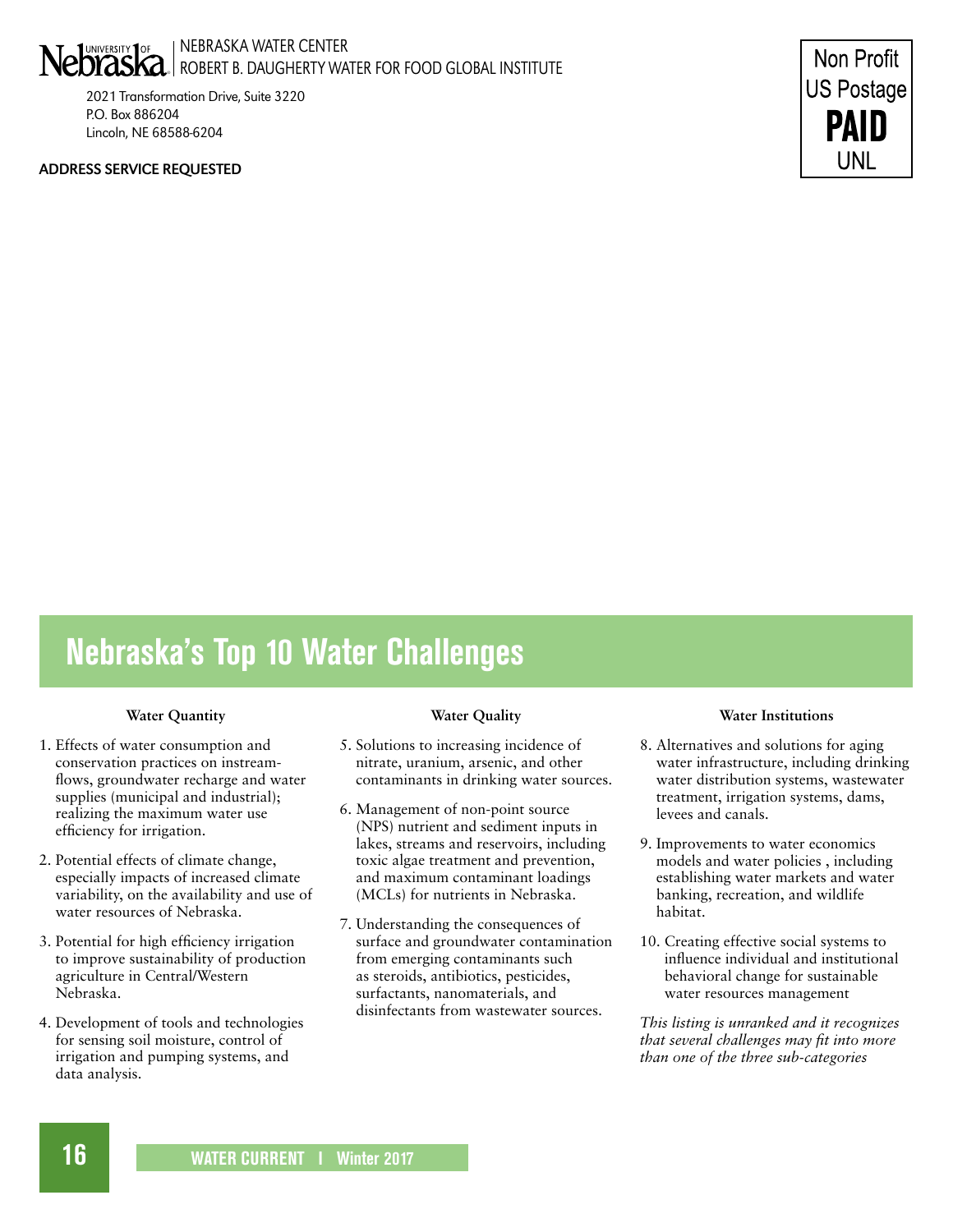NEBRASKA WATER CENTER
ROBERT B. DAUGHERTY WATER FOR FOOD GLOBAL INSTITUTE

2021 Transformation Drive, Suite 3220
P.O. Box 886204
Lincoln, NE 68588-6204

**ADDRESS SERVICE REQUESTED**

Non Profit
US Postage
**PAID**
UNL

# Nebraska's Top 10 Water Challenges

**Water Quantity**

1. Effects of water consumption and conservation practices on instream-flows, groundwater recharge and water supplies (municipal and industrial); realizing the maximum water use efficiency for irrigation.
2. Potential effects of climate change, especially impacts of increased climate variability, on the availability and use of water resources of Nebraska.
3. Potential for high efficiency irrigation to improve sustainability of production agriculture in Central/Western Nebraska.
4. Development of tools and technologies for sensing soil moisture, control of irrigation and pumping systems, and data analysis.

**Water Quality**

5. Solutions to increasing incidence of nitrate, uranium, arsenic, and other contaminants in drinking water sources.
6. Management of non-point source (NPS) nutrient and sediment inputs in lakes, streams and reservoirs, including toxic algae treatment and prevention, and maximum contaminant loadings (MCLs) for nutrients in Nebraska.
7. Understanding the consequences of surface and groundwater contamination from emerging contaminants such as steroids, antibiotics, pesticides, surfactants, nanomaterials, and disinfectants from wastewater sources.

**Water Institutions**

8. Alternatives and solutions for aging water infrastructure, including drinking water distribution systems, wastewater treatment, irrigation systems, dams, levees and canals.
9. Improvements to water economics models and water policies , including establishing water markets and water banking, recreation, and wildlife habitat.
10. Creating effective social systems to influence individual and institutional behavioral change for sustainable water resources management

*This listing is unranked and it recognizes that several challenges may fit into more than one of the three sub-categories*